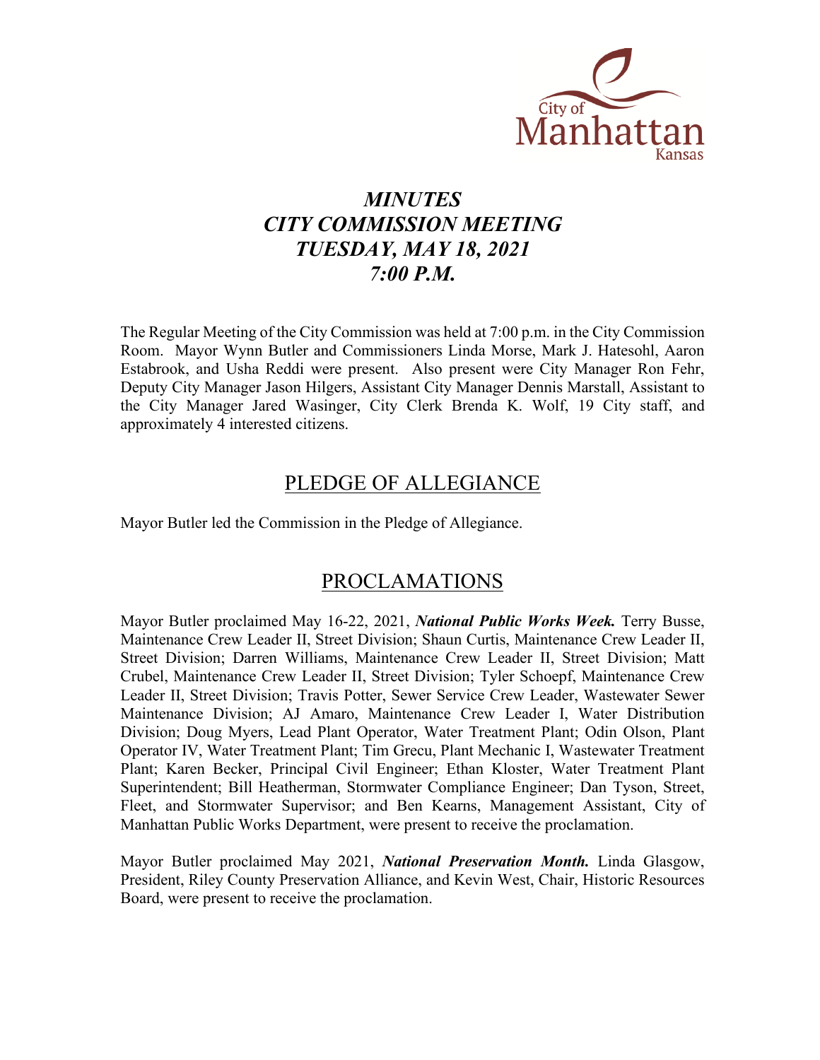City of Manhattan Kansas

# *MINUTES*
# *CITY COMMISSION MEETING*
# *TUESDAY, MAY 18, 2021*
# *7:00 P.M.*

The Regular Meeting of the City Commission was held at 7:00 p.m. in the City Commission Room. Mayor Wynn Butler and Commissioners Linda Morse, Mark J. Hatesohl, Aaron Estabrook, and Usha Reddi were present. Also present were City Manager Ron Fehr, Deputy City Manager Jason Hilgers, Assistant City Manager Dennis Marstall, Assistant to the City Manager Jared Wasinger, City Clerk Brenda K. Wolf, 19 City staff, and approximately 4 interested citizens.

## PLEDGE OF ALLEGIANCE

Mayor Butler led the Commission in the Pledge of Allegiance.

## PROCLAMATIONS

Mayor Butler proclaimed May 16-22, 2021, ***National Public Works Week.*** Terry Busse, Maintenance Crew Leader II, Street Division; Shaun Curtis, Maintenance Crew Leader II, Street Division; Darren Williams, Maintenance Crew Leader II, Street Division; Matt Crubel, Maintenance Crew Leader II, Street Division; Tyler Schoepf, Maintenance Crew Leader II, Street Division; Travis Potter, Sewer Service Crew Leader, Wastewater Sewer Maintenance Division; AJ Amaro, Maintenance Crew Leader I, Water Distribution Division; Doug Myers, Lead Plant Operator, Water Treatment Plant; Odin Olson, Plant Operator IV, Water Treatment Plant; Tim Grecu, Plant Mechanic I, Wastewater Treatment Plant; Karen Becker, Principal Civil Engineer; Ethan Kloster, Water Treatment Plant Superintendent; Bill Heatherman, Stormwater Compliance Engineer; Dan Tyson, Street, Fleet, and Stormwater Supervisor; and Ben Kearns, Management Assistant, City of Manhattan Public Works Department, were present to receive the proclamation.

Mayor Butler proclaimed May 2021, ***National Preservation Month.*** Linda Glasgow, President, Riley County Preservation Alliance, and Kevin West, Chair, Historic Resources Board, were present to receive the proclamation.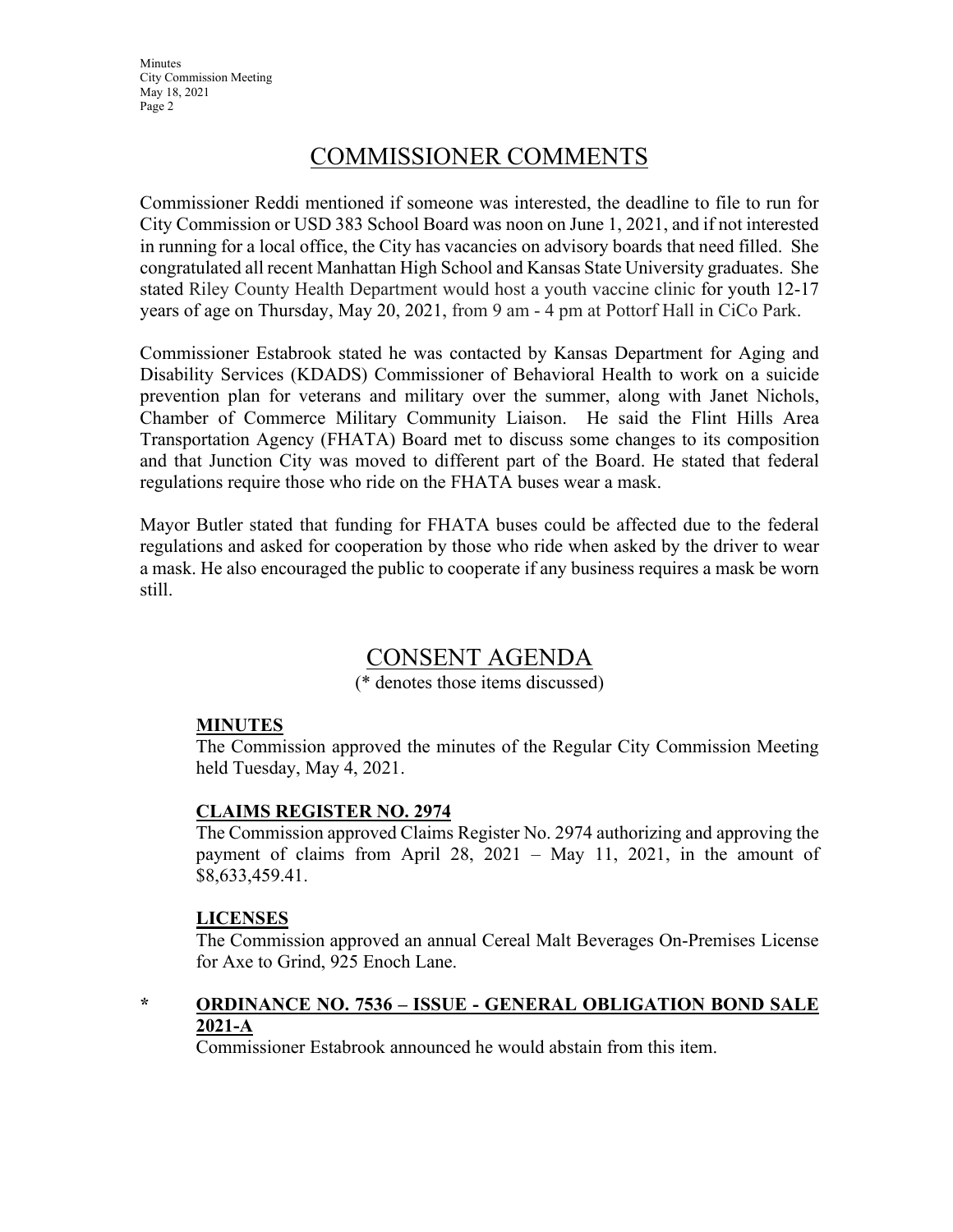## COMMISSIONER COMMENTS

Commissioner Reddi mentioned if someone was interested, the deadline to file to run for City Commission or USD 383 School Board was noon on June 1, 2021, and if not interested in running for a local office, the City has vacancies on advisory boards that need filled. She congratulated all recent Manhattan High School and Kansas State University graduates. She stated Riley County Health Department would host a youth vaccine clinic for youth 12-17 years of age on Thursday, May 20, 2021, from 9 am - 4 pm at Pottorf Hall in CiCo Park.

Commissioner Estabrook stated he was contacted by Kansas Department for Aging and Disability Services (KDADS) Commissioner of Behavioral Health to work on a suicide prevention plan for veterans and military over the summer, along with Janet Nichols, Chamber of Commerce Military Community Liaison. He said the Flint Hills Area Transportation Agency (FHATA) Board met to discuss some changes to its composition and that Junction City was moved to different part of the Board. He stated that federal regulations require those who ride on the FHATA buses wear a mask.

Mayor Butler stated that funding for FHATA buses could be affected due to the federal regulations and asked for cooperation by those who ride when asked by the driver to wear a mask. He also encouraged the public to cooperate if any business requires a mask be worn still.

## CONSENT AGENDA

(* denotes those items discussed)

**MINUTES**

The Commission approved the minutes of the Regular City Commission Meeting held Tuesday, May 4, 2021.

**CLAIMS REGISTER NO. 2974**

The Commission approved Claims Register No. 2974 authorizing and approving the payment of claims from April 28, 2021 – May 11, 2021, in the amount of $8,633,459.41.

**LICENSES**

The Commission approved an annual Cereal Malt Beverages On-Premises License for Axe to Grind, 925 Enoch Lane.

\* **ORDINANCE NO. 7536 – ISSUE - GENERAL OBLIGATION BOND SALE 2021-A**

Commissioner Estabrook announced he would abstain from this item.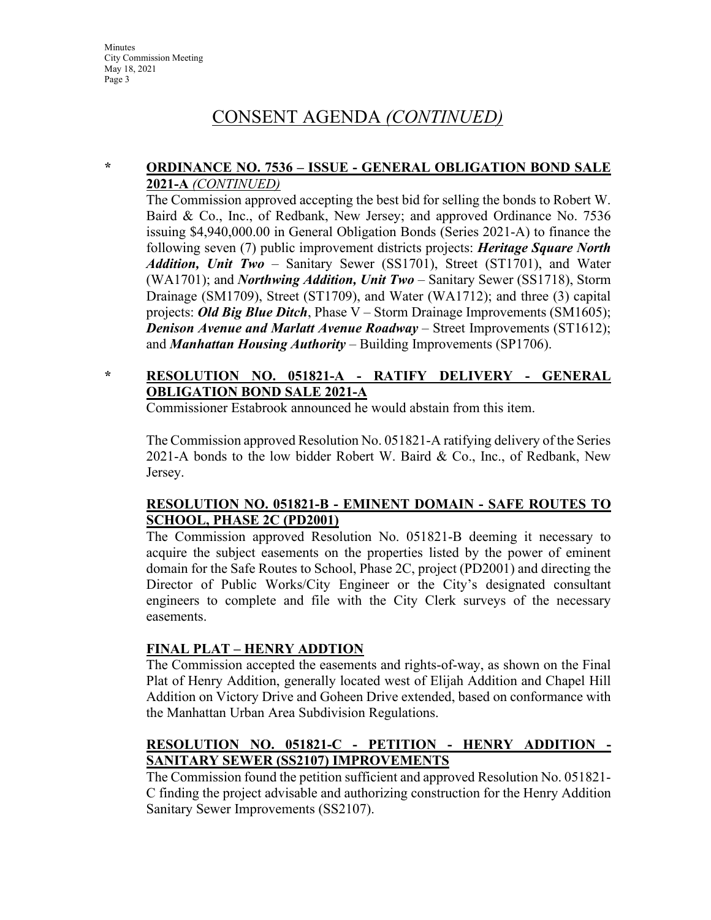# CONSENT AGENDA *(CONTINUED)*

\* **ORDINANCE NO. 7536 – ISSUE - GENERAL OBLIGATION BOND SALE 2021-A** *(CONTINUED)*

The Commission approved accepting the best bid for selling the bonds to Robert W. Baird & Co., Inc., of Redbank, New Jersey; and approved Ordinance No. 7536 issuing $4,940,000.00 in General Obligation Bonds (Series 2021-A) to finance the following seven (7) public improvement districts projects: ***Heritage Square North Addition, Unit Two*** – Sanitary Sewer (SS1701), Street (ST1701), and Water (WA1701); and ***Northwing Addition, Unit Two*** – Sanitary Sewer (SS1718), Storm Drainage (SM1709), Street (ST1709), and Water (WA1712); and three (3) capital projects: ***Old Big Blue Ditch***, Phase V – Storm Drainage Improvements (SM1605); ***Denison Avenue and Marlatt Avenue Roadway*** – Street Improvements (ST1612); and ***Manhattan Housing Authority*** – Building Improvements (SP1706).

\* **RESOLUTION NO. 051821-A - RATIFY DELIVERY - GENERAL OBLIGATION BOND SALE 2021-A**

Commissioner Estabrook announced he would abstain from this item.

The Commission approved Resolution No. 051821-A ratifying delivery of the Series 2021-A bonds to the low bidder Robert W. Baird & Co., Inc., of Redbank, New Jersey.

**RESOLUTION NO. 051821-B - EMINENT DOMAIN - SAFE ROUTES TO SCHOOL, PHASE 2C (PD2001)**

The Commission approved Resolution No. 051821-B deeming it necessary to acquire the subject easements on the properties listed by the power of eminent domain for the Safe Routes to School, Phase 2C, project (PD2001) and directing the Director of Public Works/City Engineer or the City's designated consultant engineers to complete and file with the City Clerk surveys of the necessary easements.

**FINAL PLAT – HENRY ADDTION**

The Commission accepted the easements and rights-of-way, as shown on the Final Plat of Henry Addition, generally located west of Elijah Addition and Chapel Hill Addition on Victory Drive and Goheen Drive extended, based on conformance with the Manhattan Urban Area Subdivision Regulations.

**RESOLUTION NO. 051821-C - PETITION - HENRY ADDITION - SANITARY SEWER (SS2107) IMPROVEMENTS**

The Commission found the petition sufficient and approved Resolution No. 051821-C finding the project advisable and authorizing construction for the Henry Addition Sanitary Sewer Improvements (SS2107).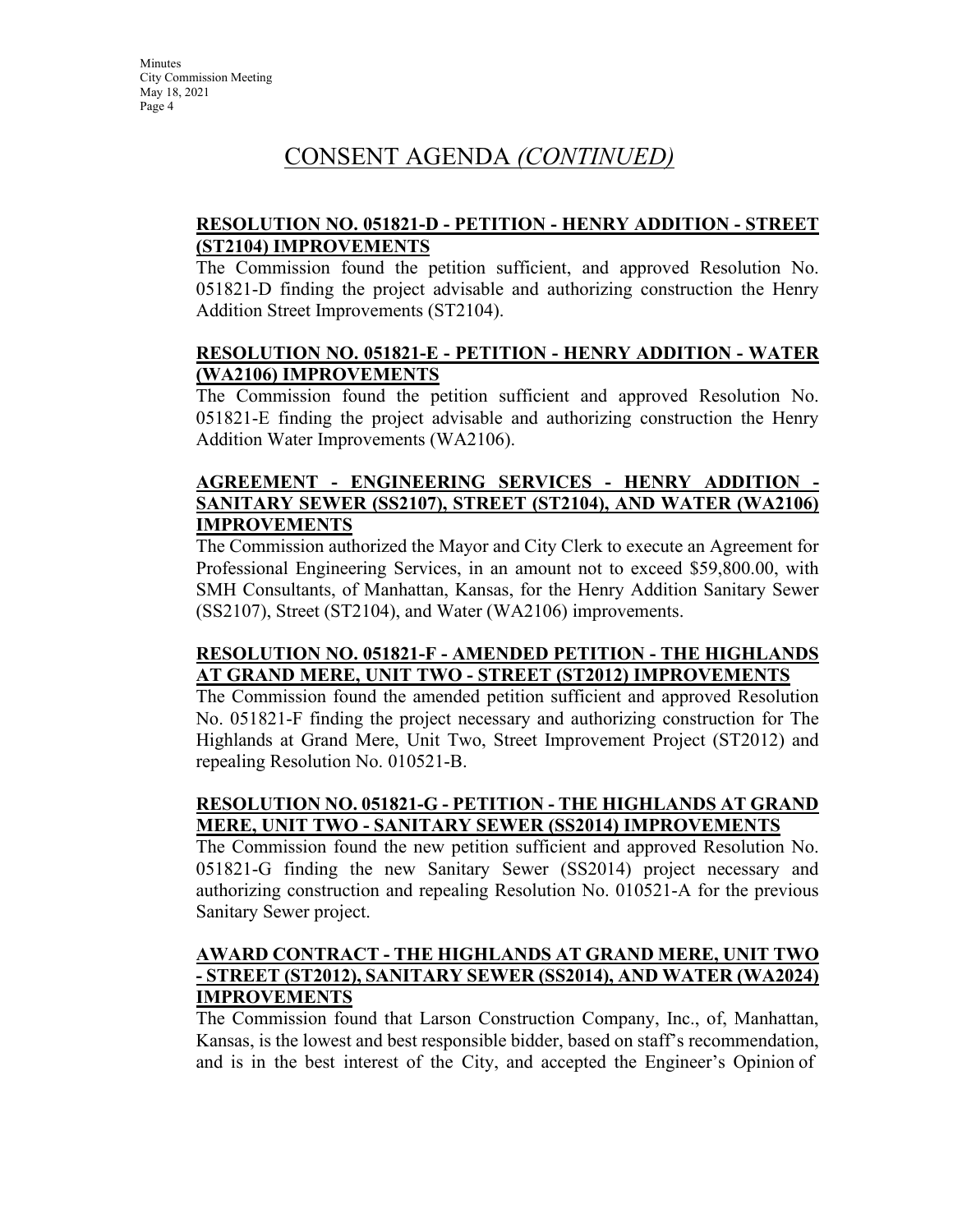# CONSENT AGENDA *(CONTINUED)*

**RESOLUTION NO. 051821-D - PETITION - HENRY ADDITION - STREET (ST2104) IMPROVEMENTS**

The Commission found the petition sufficient, and approved Resolution No. 051821-D finding the project advisable and authorizing construction the Henry Addition Street Improvements (ST2104).

**RESOLUTION NO. 051821-E - PETITION - HENRY ADDITION - WATER (WA2106) IMPROVEMENTS**

The Commission found the petition sufficient and approved Resolution No. 051821-E finding the project advisable and authorizing construction the Henry Addition Water Improvements (WA2106).

**AGREEMENT - ENGINEERING SERVICES - HENRY ADDITION - SANITARY SEWER (SS2107), STREET (ST2104), AND WATER (WA2106) IMPROVEMENTS**

The Commission authorized the Mayor and City Clerk to execute an Agreement for Professional Engineering Services, in an amount not to exceed $59,800.00, with SMH Consultants, of Manhattan, Kansas, for the Henry Addition Sanitary Sewer (SS2107), Street (ST2104), and Water (WA2106) improvements.

**RESOLUTION NO. 051821-F - AMENDED PETITION - THE HIGHLANDS AT GRAND MERE, UNIT TWO - STREET (ST2012) IMPROVEMENTS**

The Commission found the amended petition sufficient and approved Resolution No. 051821-F finding the project necessary and authorizing construction for The Highlands at Grand Mere, Unit Two, Street Improvement Project (ST2012) and repealing Resolution No. 010521-B.

**RESOLUTION NO. 051821-G - PETITION - THE HIGHLANDS AT GRAND MERE, UNIT TWO - SANITARY SEWER (SS2014) IMPROVEMENTS**

The Commission found the new petition sufficient and approved Resolution No. 051821-G finding the new Sanitary Sewer (SS2014) project necessary and authorizing construction and repealing Resolution No. 010521-A for the previous Sanitary Sewer project.

**AWARD CONTRACT - THE HIGHLANDS AT GRAND MERE, UNIT TWO - STREET (ST2012), SANITARY SEWER (SS2014), AND WATER (WA2024) IMPROVEMENTS**

The Commission found that Larson Construction Company, Inc., of, Manhattan, Kansas, is the lowest and best responsible bidder, based on staff's recommendation, and is in the best interest of the City, and accepted the Engineer's Opinion of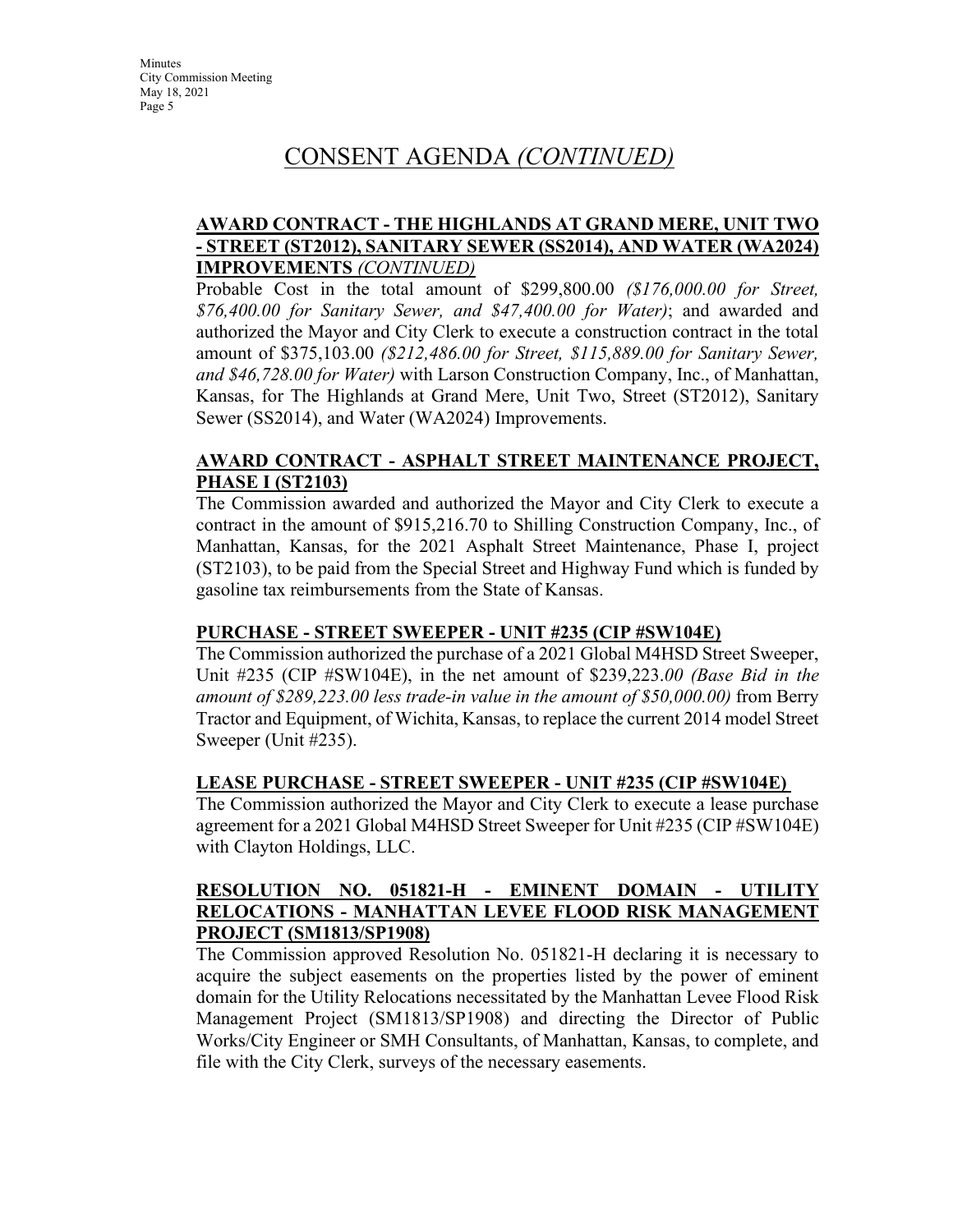# CONSENT AGENDA *(CONTINUED)*

**AWARD CONTRACT - THE HIGHLANDS AT GRAND MERE, UNIT TWO - STREET (ST2012), SANITARY SEWER (SS2014), AND WATER (WA2024) IMPROVEMENTS** *(CONTINUED)*

Probable Cost in the total amount of $299,800.00 *($176,000.00 for Street, $76,400.00 for Sanitary Sewer, and $47,400.00 for Water)*; and awarded and authorized the Mayor and City Clerk to execute a construction contract in the total amount of $375,103.00 *($212,486.00 for Street, $115,889.00 for Sanitary Sewer, and $46,728.00 for Water)* with Larson Construction Company, Inc., of Manhattan, Kansas, for The Highlands at Grand Mere, Unit Two, Street (ST2012), Sanitary Sewer (SS2014), and Water (WA2024) Improvements.

**AWARD CONTRACT - ASPHALT STREET MAINTENANCE PROJECT, PHASE I (ST2103)**

The Commission awarded and authorized the Mayor and City Clerk to execute a contract in the amount of $915,216.70 to Shilling Construction Company, Inc., of Manhattan, Kansas, for the 2021 Asphalt Street Maintenance, Phase I, project (ST2103), to be paid from the Special Street and Highway Fund which is funded by gasoline tax reimbursements from the State of Kansas.

**PURCHASE - STREET SWEEPER - UNIT #235 (CIP #SW104E)**

The Commission authorized the purchase of a 2021 Global M4HSD Street Sweeper, Unit #235 (CIP #SW104E), in the net amount of $239,223.*00 (Base Bid in the amount of $289,223.00 less trade-in value in the amount of $50,000.00)* from Berry Tractor and Equipment, of Wichita, Kansas, to replace the current 2014 model Street Sweeper (Unit #235).

**LEASE PURCHASE - STREET SWEEPER - UNIT #235 (CIP #SW104E)**

The Commission authorized the Mayor and City Clerk to execute a lease purchase agreement for a 2021 Global M4HSD Street Sweeper for Unit #235 (CIP #SW104E) with Clayton Holdings, LLC.

**RESOLUTION NO. 051821-H - EMINENT DOMAIN - UTILITY RELOCATIONS - MANHATTAN LEVEE FLOOD RISK MANAGEMENT PROJECT (SM1813/SP1908)**

The Commission approved Resolution No. 051821-H declaring it is necessary to acquire the subject easements on the properties listed by the power of eminent domain for the Utility Relocations necessitated by the Manhattan Levee Flood Risk Management Project (SM1813/SP1908) and directing the Director of Public Works/City Engineer or SMH Consultants, of Manhattan, Kansas, to complete, and file with the City Clerk, surveys of the necessary easements.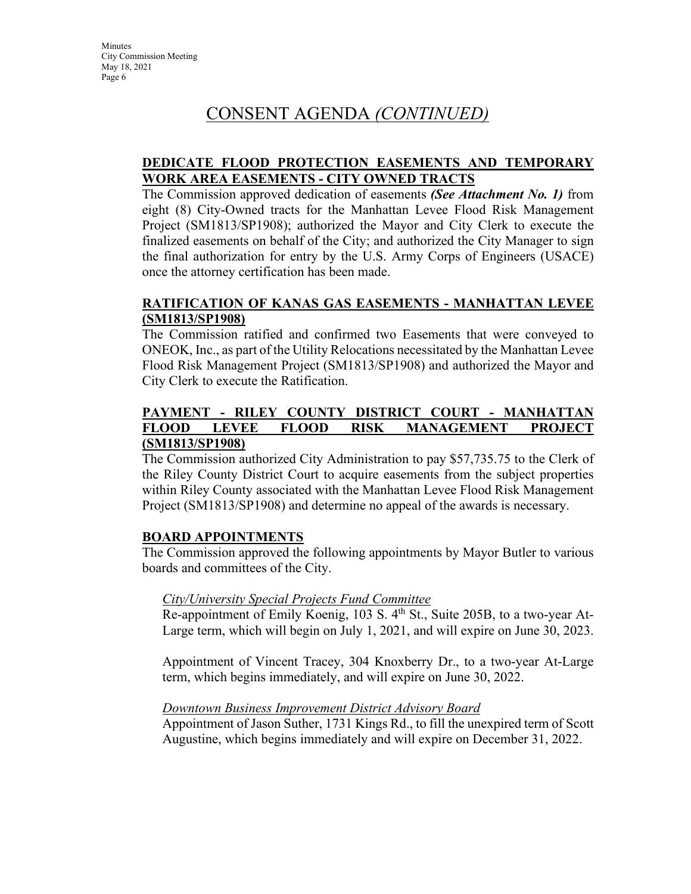# CONSENT AGENDA *(CONTINUED)*

**DEDICATE FLOOD PROTECTION EASEMENTS AND TEMPORARY WORK AREA EASEMENTS - CITY OWNED TRACTS**

The Commission approved dedication of easements ***(See Attachment No. 1)*** from eight (8) City-Owned tracts for the Manhattan Levee Flood Risk Management Project (SM1813/SP1908); authorized the Mayor and City Clerk to execute the finalized easements on behalf of the City; and authorized the City Manager to sign the final authorization for entry by the U.S. Army Corps of Engineers (USACE) once the attorney certification has been made.

**RATIFICATION OF KANAS GAS EASEMENTS - MANHATTAN LEVEE (SM1813/SP1908)**

The Commission ratified and confirmed two Easements that were conveyed to ONEOK, Inc., as part of the Utility Relocations necessitated by the Manhattan Levee Flood Risk Management Project (SM1813/SP1908) and authorized the Mayor and City Clerk to execute the Ratification.

**PAYMENT - RILEY COUNTY DISTRICT COURT - MANHATTAN FLOOD LEVEE FLOOD RISK MANAGEMENT PROJECT (SM1813/SP1908)**

The Commission authorized City Administration to pay $57,735.75 to the Clerk of the Riley County District Court to acquire easements from the subject properties within Riley County associated with the Manhattan Levee Flood Risk Management Project (SM1813/SP1908) and determine no appeal of the awards is necessary.

**BOARD APPOINTMENTS**

The Commission approved the following appointments by Mayor Butler to various boards and committees of the City.

*City/University Special Projects Fund Committee*

Re-appointment of Emily Koenig, 103 S. 4th St., Suite 205B, to a two-year At-Large term, which will begin on July 1, 2021, and will expire on June 30, 2023.

Appointment of Vincent Tracey, 304 Knoxberry Dr., to a two-year At-Large term, which begins immediately, and will expire on June 30, 2022.

*Downtown Business Improvement District Advisory Board*

Appointment of Jason Suther, 1731 Kings Rd., to fill the unexpired term of Scott Augustine, which begins immediately and will expire on December 31, 2022.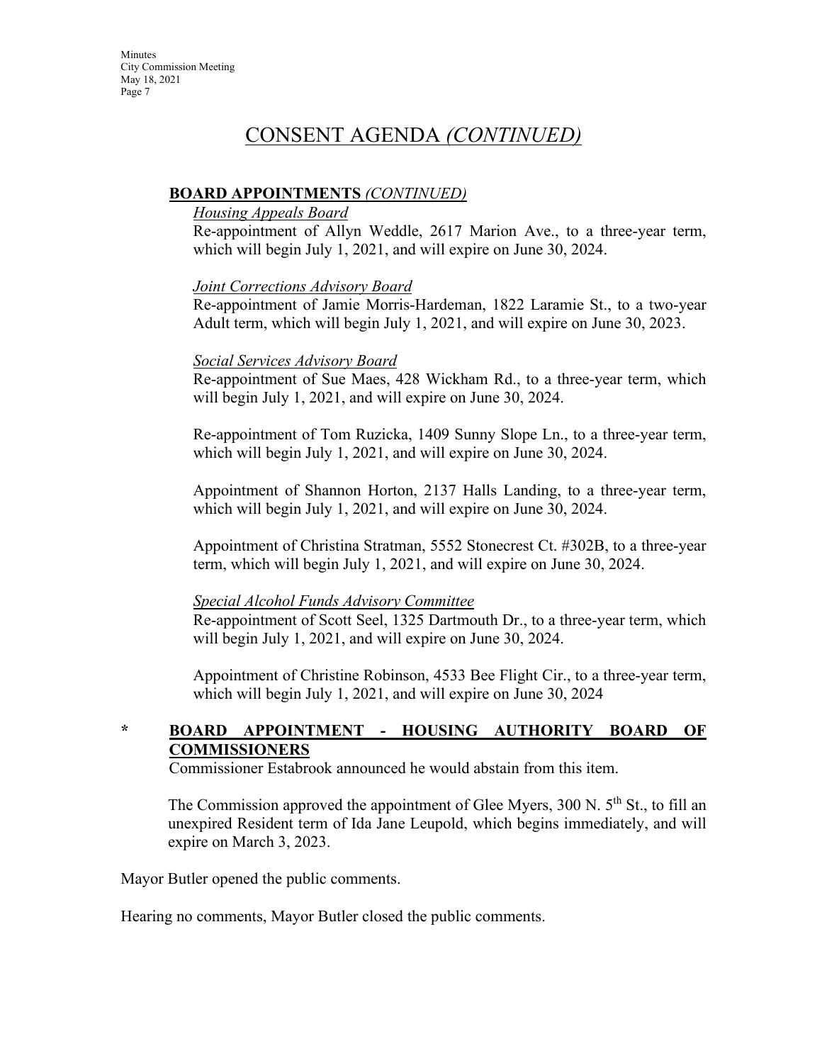# CONSENT AGENDA *(CONTINUED)*

**BOARD APPOINTMENTS** *(CONTINUED)*

*Housing Appeals Board*

Re-appointment of Allyn Weddle, 2617 Marion Ave., to a three-year term, which will begin July 1, 2021, and will expire on June 30, 2024.

*Joint Corrections Advisory Board*

Re-appointment of Jamie Morris-Hardeman, 1822 Laramie St., to a two-year Adult term, which will begin July 1, 2021, and will expire on June 30, 2023.

*Social Services Advisory Board*

Re-appointment of Sue Maes, 428 Wickham Rd., to a three-year term, which will begin July 1, 2021, and will expire on June 30, 2024.

Re-appointment of Tom Ruzicka, 1409 Sunny Slope Ln., to a three-year term, which will begin July 1, 2021, and will expire on June 30, 2024.

Appointment of Shannon Horton, 2137 Halls Landing, to a three-year term, which will begin July 1, 2021, and will expire on June 30, 2024.

Appointment of Christina Stratman, 5552 Stonecrest Ct. #302B, to a three-year term, which will begin July 1, 2021, and will expire on June 30, 2024.

*Special Alcohol Funds Advisory Committee*

Re-appointment of Scott Seel, 1325 Dartmouth Dr., to a three-year term, which will begin July 1, 2021, and will expire on June 30, 2024.

Appointment of Christine Robinson, 4533 Bee Flight Cir., to a three-year term, which will begin July 1, 2021, and will expire on June 30, 2024

\* **BOARD APPOINTMENT - HOUSING AUTHORITY BOARD OF COMMISSIONERS**

Commissioner Estabrook announced he would abstain from this item.

The Commission approved the appointment of Glee Myers, 300 N. 5th St., to fill an unexpired Resident term of Ida Jane Leupold, which begins immediately, and will expire on March 3, 2023.

Mayor Butler opened the public comments.

Hearing no comments, Mayor Butler closed the public comments.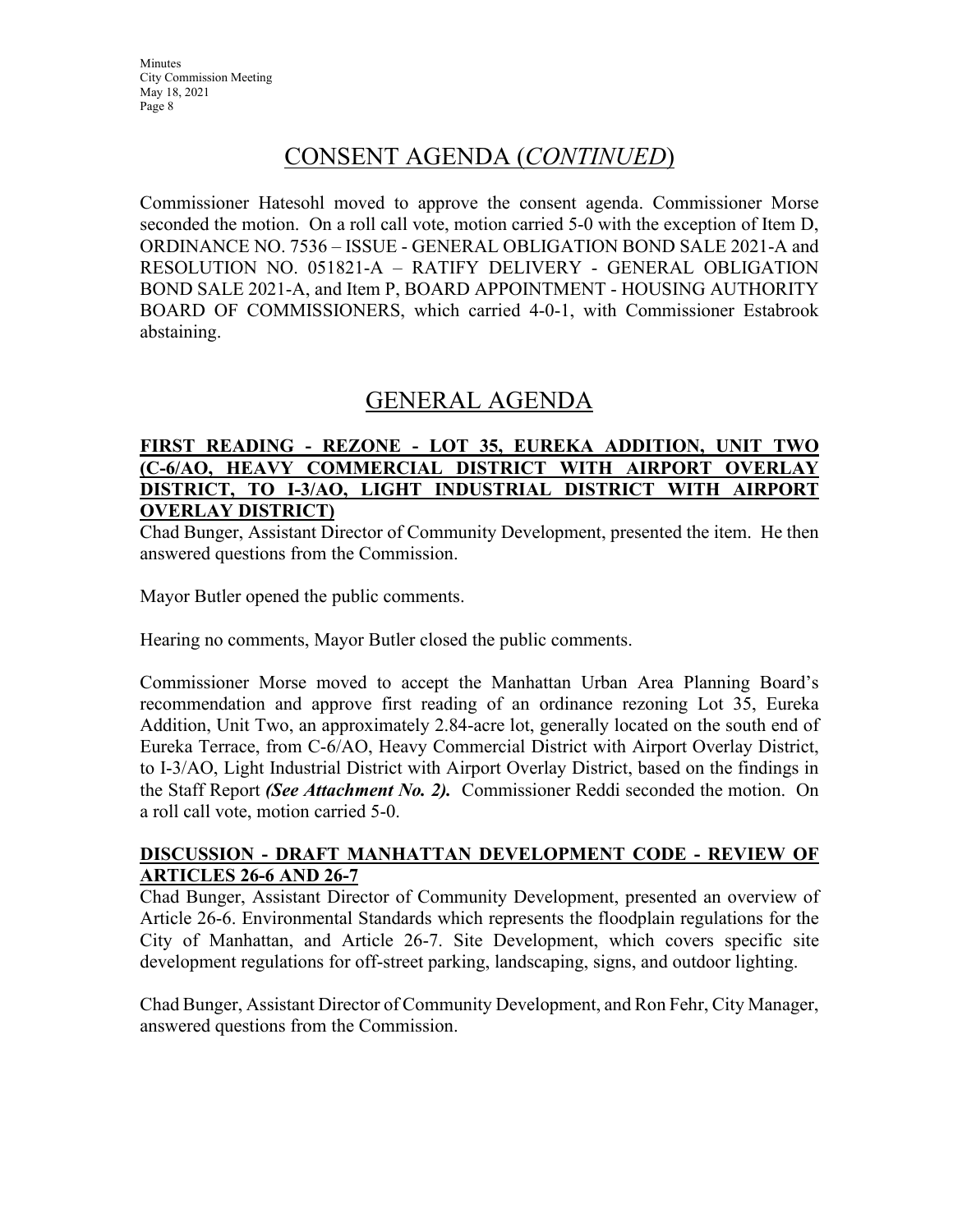## CONSENT AGENDA (*CONTINUED*)

Commissioner Hatesohl moved to approve the consent agenda. Commissioner Morse seconded the motion. On a roll call vote, motion carried 5-0 with the exception of Item D, ORDINANCE NO. 7536 – ISSUE - GENERAL OBLIGATION BOND SALE 2021-A and RESOLUTION NO. 051821-A – RATIFY DELIVERY - GENERAL OBLIGATION BOND SALE 2021-A, and Item P, BOARD APPOINTMENT - HOUSING AUTHORITY BOARD OF COMMISSIONERS, which carried 4-0-1, with Commissioner Estabrook abstaining.

## GENERAL AGENDA

**FIRST READING - REZONE - LOT 35, EUREKA ADDITION, UNIT TWO (C-6/AO, HEAVY COMMERCIAL DISTRICT WITH AIRPORT OVERLAY DISTRICT, TO I-3/AO, LIGHT INDUSTRIAL DISTRICT WITH AIRPORT OVERLAY DISTRICT)**

Chad Bunger, Assistant Director of Community Development, presented the item. He then answered questions from the Commission.

Mayor Butler opened the public comments.

Hearing no comments, Mayor Butler closed the public comments.

Commissioner Morse moved to accept the Manhattan Urban Area Planning Board's recommendation and approve first reading of an ordinance rezoning Lot 35, Eureka Addition, Unit Two, an approximately 2.84-acre lot, generally located on the south end of Eureka Terrace, from C-6/AO, Heavy Commercial District with Airport Overlay District, to I-3/AO, Light Industrial District with Airport Overlay District, based on the findings in the Staff Report ***(See Attachment No. 2).*** Commissioner Reddi seconded the motion. On a roll call vote, motion carried 5-0.

**DISCUSSION - DRAFT MANHATTAN DEVELOPMENT CODE - REVIEW OF ARTICLES 26-6 AND 26-7**

Chad Bunger, Assistant Director of Community Development, presented an overview of Article 26-6. Environmental Standards which represents the floodplain regulations for the City of Manhattan, and Article 26-7. Site Development, which covers specific site development regulations for off-street parking, landscaping, signs, and outdoor lighting.

Chad Bunger, Assistant Director of Community Development, and Ron Fehr, City Manager, answered questions from the Commission.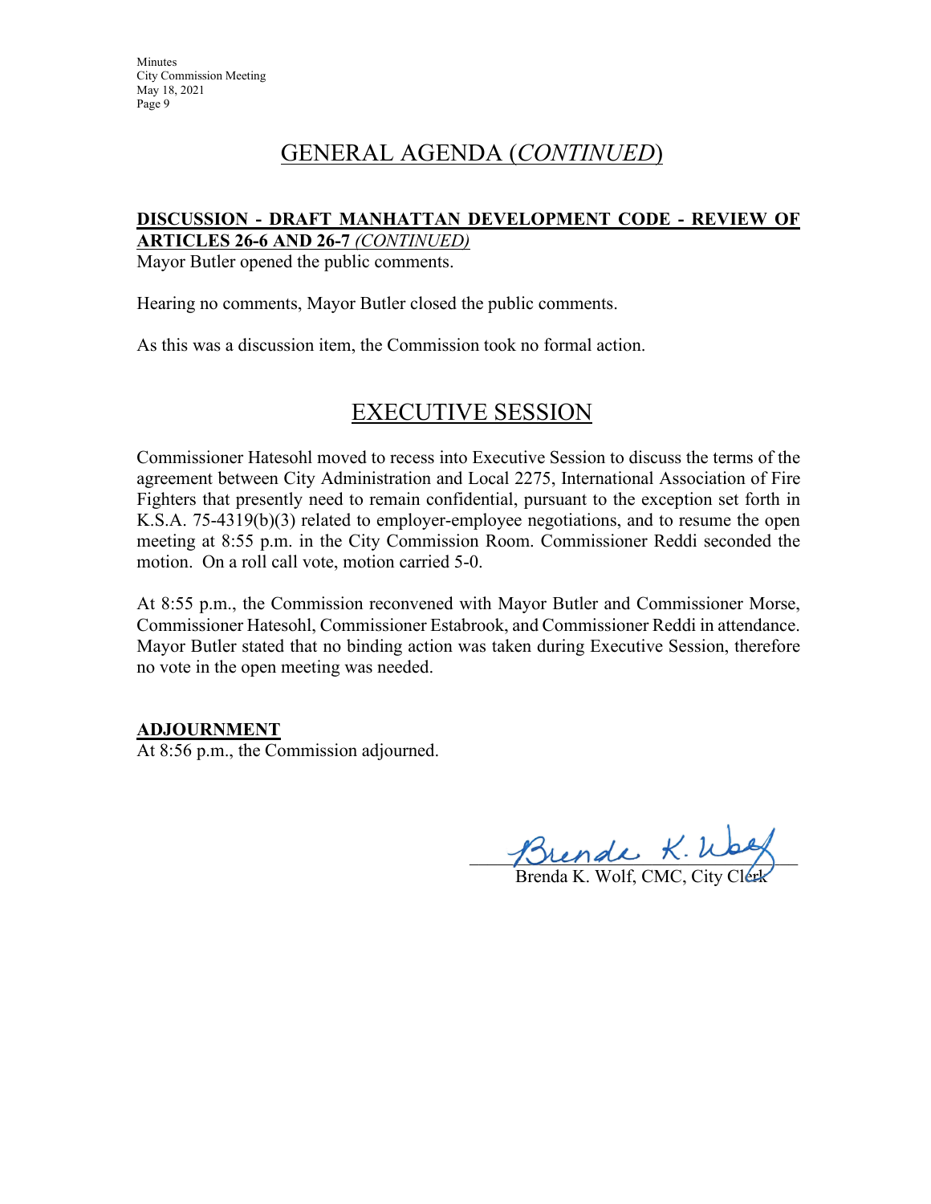# GENERAL AGENDA (*CONTINUED*)

**DISCUSSION - DRAFT MANHATTAN DEVELOPMENT CODE - REVIEW OF ARTICLES 26-6 AND 26-7** *(CONTINUED)*

Mayor Butler opened the public comments.

Hearing no comments, Mayor Butler closed the public comments.

As this was a discussion item, the Commission took no formal action.

# EXECUTIVE SESSION

Commissioner Hatesohl moved to recess into Executive Session to discuss the terms of the agreement between City Administration and Local 2275, International Association of Fire Fighters that presently need to remain confidential, pursuant to the exception set forth in K.S.A. 75-4319(b)(3) related to employer-employee negotiations, and to resume the open meeting at 8:55 p.m. in the City Commission Room. Commissioner Reddi seconded the motion. On a roll call vote, motion carried 5-0.

At 8:55 p.m., the Commission reconvened with Mayor Butler and Commissioner Morse, Commissioner Hatesohl, Commissioner Estabrook, and Commissioner Reddi in attendance. Mayor Butler stated that no binding action was taken during Executive Session, therefore no vote in the open meeting was needed.

**ADJOURNMENT**

At 8:56 p.m., the Commission adjourned.

Brenda K. Wolf, CMC, City Clerk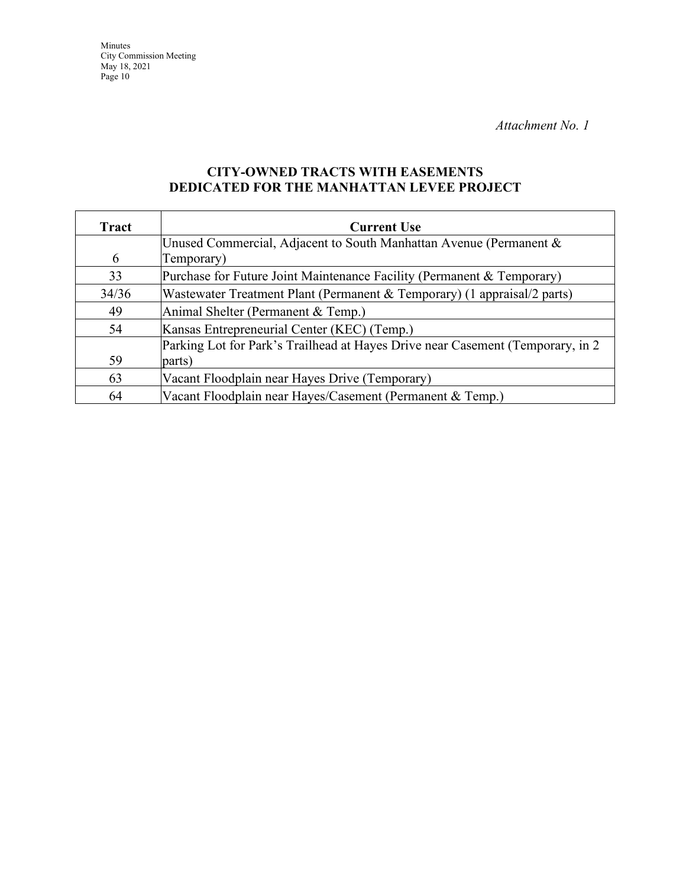*Attachment No. 1*

## CITY-OWNED TRACTS WITH EASEMENTS DEDICATED FOR THE MANHATTAN LEVEE PROJECT

| Tract | Current Use |
|---|---|
| 6 | Unused Commercial, Adjacent to South Manhattan Avenue (Permanent & Temporary) |
| 33 | Purchase for Future Joint Maintenance Facility (Permanent & Temporary) |
| 34/36 | Wastewater Treatment Plant (Permanent & Temporary) (1 appraisal/2 parts) |
| 49 | Animal Shelter (Permanent & Temp.) |
| 54 | Kansas Entrepreneurial Center (KEC) (Temp.) |
| 59 | Parking Lot for Park's Trailhead at Hayes Drive near Casement (Temporary, in 2 parts) |
| 63 | Vacant Floodplain near Hayes Drive (Temporary) |
| 64 | Vacant Floodplain near Hayes/Casement (Permanent & Temp.) |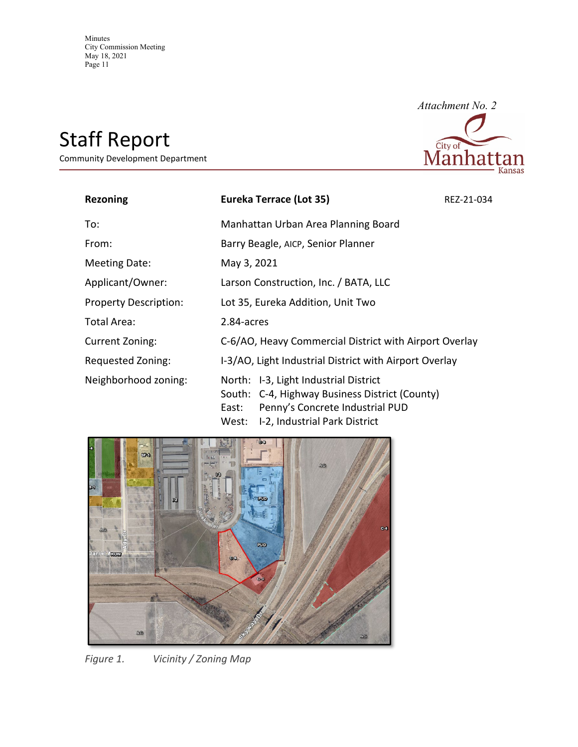*Attachment No. 2*

# Staff Report

Community Development Department

| **Rezoning** | **Eureka Terrace (Lot 35)** | REZ-21-034 |
|---|---|---|
| To: | Manhattan Urban Area Planning Board | |
| From: | Barry Beagle, AICP, Senior Planner | |
| Meeting Date: | May 3, 2021 | |
| Applicant/Owner: | Larson Construction, Inc. / BATA, LLC | |
| Property Description: | Lot 35, Eureka Addition, Unit Two | |
| Total Area: | 2.84-acres | |
| Current Zoning: | C-6/AO, Heavy Commercial District with Airport Overlay | |
| Requested Zoning: | I-3/AO, Light Industrial District with Airport Overlay | |
| Neighborhood zoning: | North: I-3, Light Industrial District<br>South: C-4, Highway Business District (County)<br>East: Penny's Concrete Industrial PUD<br>West: I-2, Industrial Park District | |

*Figure 1. Vicinity / Zoning Map*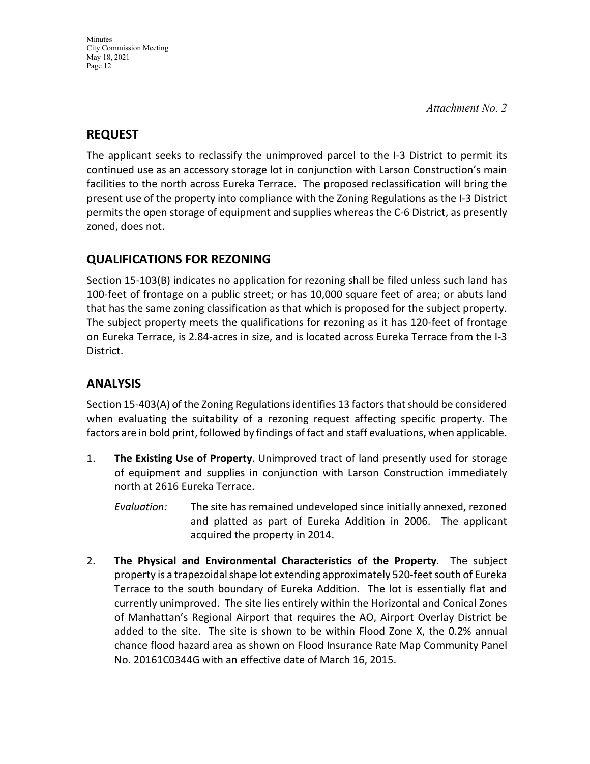*Attachment No. 2*

## REQUEST

The applicant seeks to reclassify the unimproved parcel to the I-3 District to permit its continued use as an accessory storage lot in conjunction with Larson Construction's main facilities to the north across Eureka Terrace. The proposed reclassification will bring the present use of the property into compliance with the Zoning Regulations as the I-3 District permits the open storage of equipment and supplies whereas the C-6 District, as presently zoned, does not.

## QUALIFICATIONS FOR REZONING

Section 15-103(B) indicates no application for rezoning shall be filed unless such land has 100-feet of frontage on a public street; or has 10,000 square feet of area; or abuts land that has the same zoning classification as that which is proposed for the subject property. The subject property meets the qualifications for rezoning as it has 120-feet of frontage on Eureka Terrace, is 2.84-acres in size, and is located across Eureka Terrace from the I-3 District.

## ANALYSIS

Section 15-403(A) of the Zoning Regulations identifies 13 factors that should be considered when evaluating the suitability of a rezoning request affecting specific property. The factors are in bold print, followed by findings of fact and staff evaluations, when applicable.

1. **The Existing Use of Property**. Unimproved tract of land presently used for storage of equipment and supplies in conjunction with Larson Construction immediately north at 2616 Eureka Terrace.

   *Evaluation:* The site has remained undeveloped since initially annexed, rezoned and platted as part of Eureka Addition in 2006. The applicant acquired the property in 2014.

2. **The Physical and Environmental Characteristics of the Property**. The subject property is a trapezoidal shape lot extending approximately 520-feet south of Eureka Terrace to the south boundary of Eureka Addition. The lot is essentially flat and currently unimproved. The site lies entirely within the Horizontal and Conical Zones of Manhattan's Regional Airport that requires the AO, Airport Overlay District be added to the site. The site is shown to be within Flood Zone X, the 0.2% annual chance flood hazard area as shown on Flood Insurance Rate Map Community Panel No. 20161C0344G with an effective date of March 16, 2015.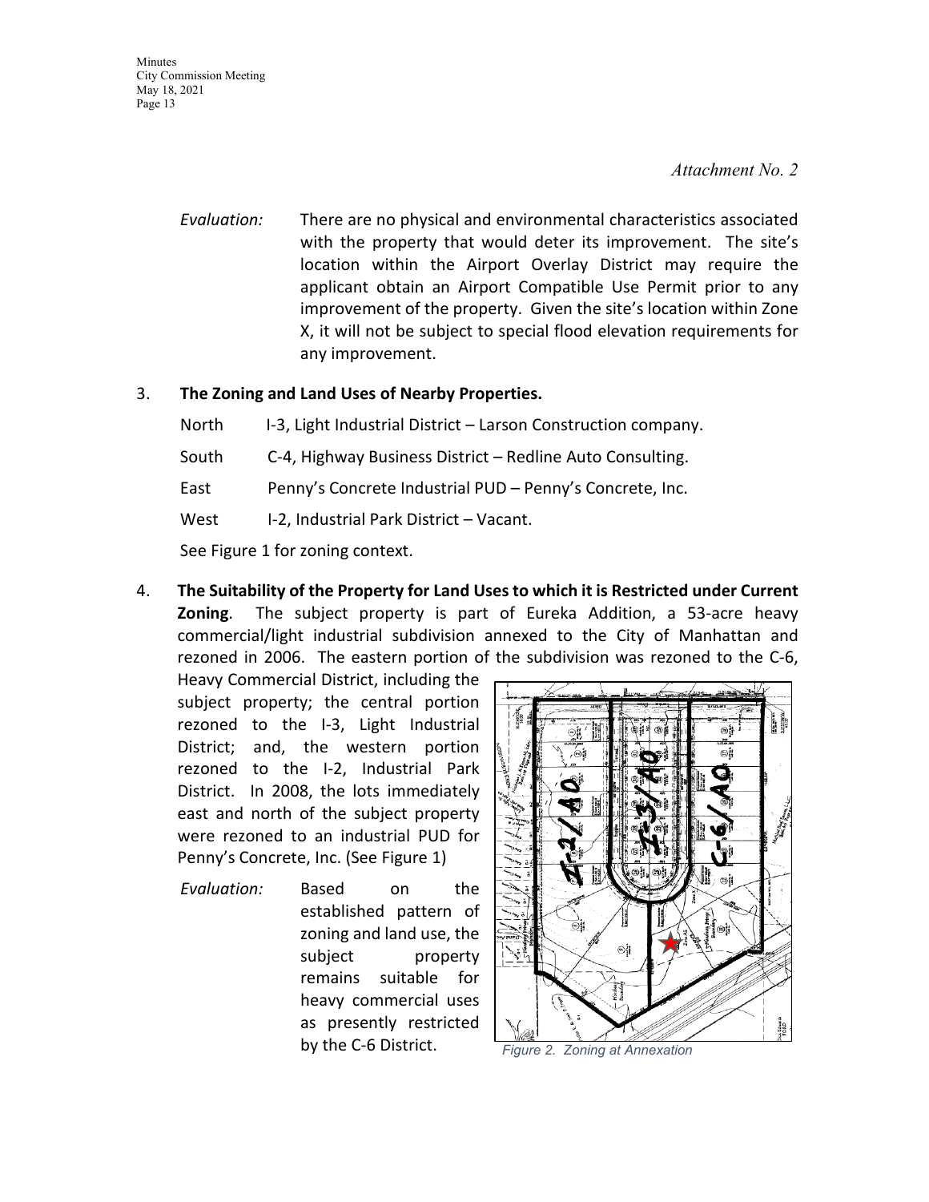*Attachment No. 2*

*Evaluation:* There are no physical and environmental characteristics associated with the property that would deter its improvement. The site's location within the Airport Overlay District may require the applicant obtain an Airport Compatible Use Permit prior to any improvement of the property. Given the site's location within Zone X, it will not be subject to special flood elevation requirements for any improvement.

3. **The Zoning and Land Uses of Nearby Properties.**

   North I-3, Light Industrial District – Larson Construction company.

   South C-4, Highway Business District – Redline Auto Consulting.

   East Penny's Concrete Industrial PUD – Penny's Concrete, Inc.

   West I-2, Industrial Park District – Vacant.

   See Figure 1 for zoning context.

4. **The Suitability of the Property for Land Uses to which it is Restricted under Current Zoning**. The subject property is part of Eureka Addition, a 53-acre heavy commercial/light industrial subdivision annexed to the City of Manhattan and rezoned in 2006. The eastern portion of the subdivision was rezoned to the C-6, Heavy Commercial District, including the subject property; the central portion rezoned to the I-3, Light Industrial District; and, the western portion rezoned to the I-2, Industrial Park District. In 2008, the lots immediately east and north of the subject property were rezoned to an industrial PUD for Penny's Concrete, Inc. (See Figure 1)

   *Evaluation:* Based on the established pattern of zoning and land use, the subject property remains suitable for heavy commercial uses as presently restricted by the C-6 District.

*Figure 2. Zoning at Annexation*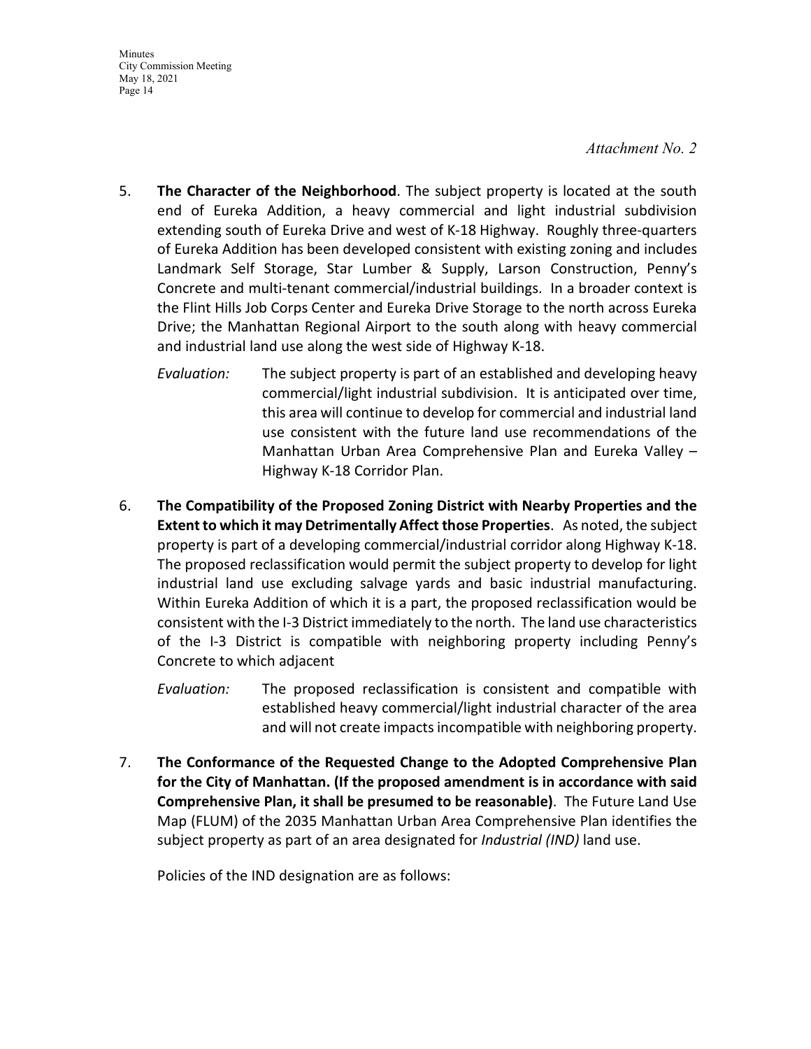*Attachment No. 2*

5. **The Character of the Neighborhood**. The subject property is located at the south end of Eureka Addition, a heavy commercial and light industrial subdivision extending south of Eureka Drive and west of K-18 Highway. Roughly three-quarters of Eureka Addition has been developed consistent with existing zoning and includes Landmark Self Storage, Star Lumber & Supply, Larson Construction, Penny's Concrete and multi-tenant commercial/industrial buildings. In a broader context is the Flint Hills Job Corps Center and Eureka Drive Storage to the north across Eureka Drive; the Manhattan Regional Airport to the south along with heavy commercial and industrial land use along the west side of Highway K-18.

   *Evaluation:* The subject property is part of an established and developing heavy commercial/light industrial subdivision. It is anticipated over time, this area will continue to develop for commercial and industrial land use consistent with the future land use recommendations of the Manhattan Urban Area Comprehensive Plan and Eureka Valley – Highway K-18 Corridor Plan.

6. **The Compatibility of the Proposed Zoning District with Nearby Properties and the Extent to which it may Detrimentally Affect those Properties**. As noted, the subject property is part of a developing commercial/industrial corridor along Highway K-18. The proposed reclassification would permit the subject property to develop for light industrial land use excluding salvage yards and basic industrial manufacturing. Within Eureka Addition of which it is a part, the proposed reclassification would be consistent with the I-3 District immediately to the north. The land use characteristics of the I-3 District is compatible with neighboring property including Penny's Concrete to which adjacent

   *Evaluation:* The proposed reclassification is consistent and compatible with established heavy commercial/light industrial character of the area and will not create impacts incompatible with neighboring property.

7. **The Conformance of the Requested Change to the Adopted Comprehensive Plan for the City of Manhattan. (If the proposed amendment is in accordance with said Comprehensive Plan, it shall be presumed to be reasonable)**. The Future Land Use Map (FLUM) of the 2035 Manhattan Urban Area Comprehensive Plan identifies the subject property as part of an area designated for *Industrial (IND)* land use.

   Policies of the IND designation are as follows: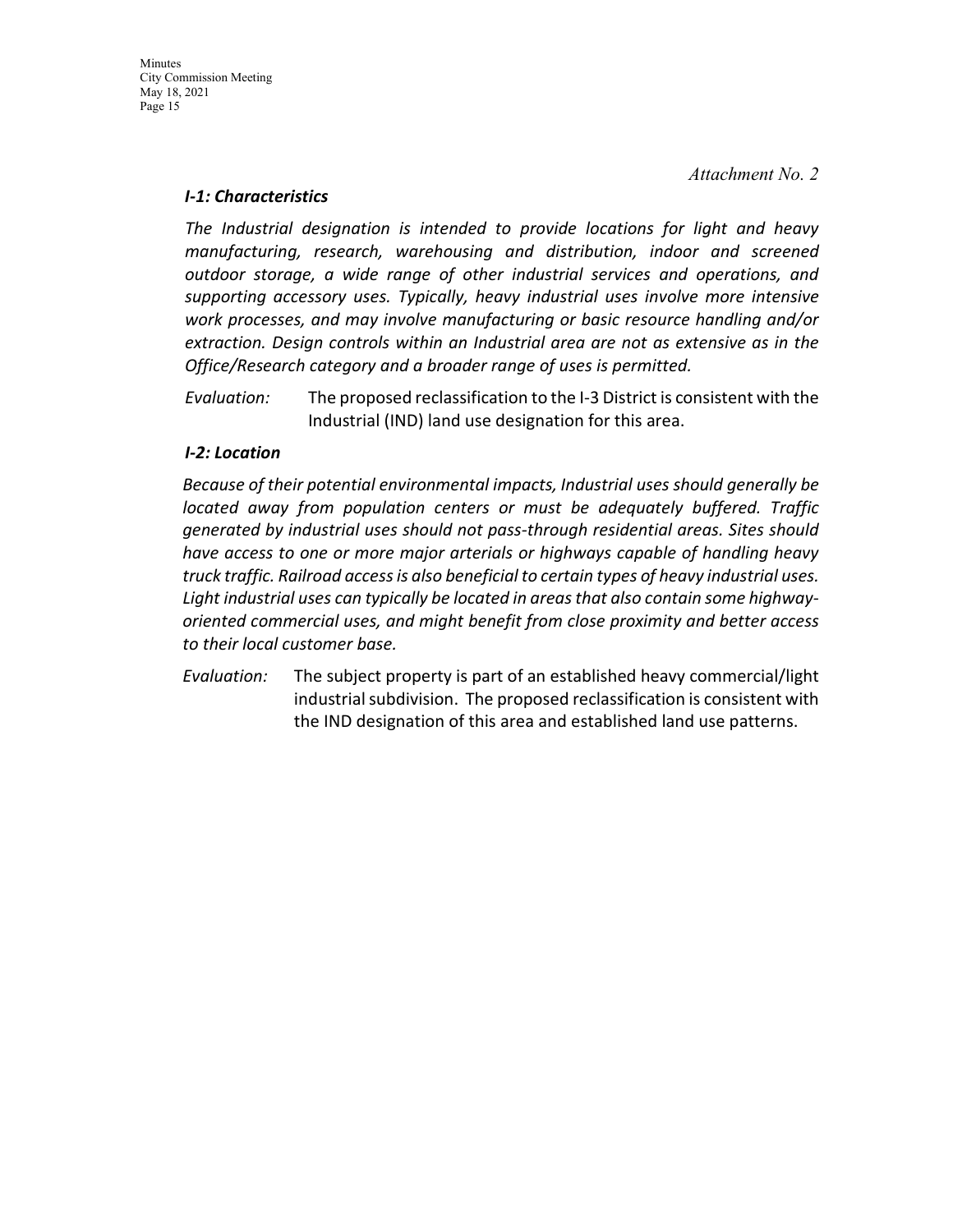*Attachment No. 2*

***I-1: Characteristics***

*The Industrial designation is intended to provide locations for light and heavy manufacturing, research, warehousing and distribution, indoor and screened outdoor storage, a wide range of other industrial services and operations, and supporting accessory uses. Typically, heavy industrial uses involve more intensive work processes, and may involve manufacturing or basic resource handling and/or extraction. Design controls within an Industrial area are not as extensive as in the Office/Research category and a broader range of uses is permitted.*

*Evaluation:* The proposed reclassification to the I-3 District is consistent with the Industrial (IND) land use designation for this area.

***I-2: Location***

*Because of their potential environmental impacts, Industrial uses should generally be located away from population centers or must be adequately buffered. Traffic generated by industrial uses should not pass-through residential areas. Sites should have access to one or more major arterials or highways capable of handling heavy truck traffic. Railroad access is also beneficial to certain types of heavy industrial uses. Light industrial uses can typically be located in areas that also contain some highway-oriented commercial uses, and might benefit from close proximity and better access to their local customer base.*

*Evaluation:* The subject property is part of an established heavy commercial/light industrial subdivision. The proposed reclassification is consistent with the IND designation of this area and established land use patterns.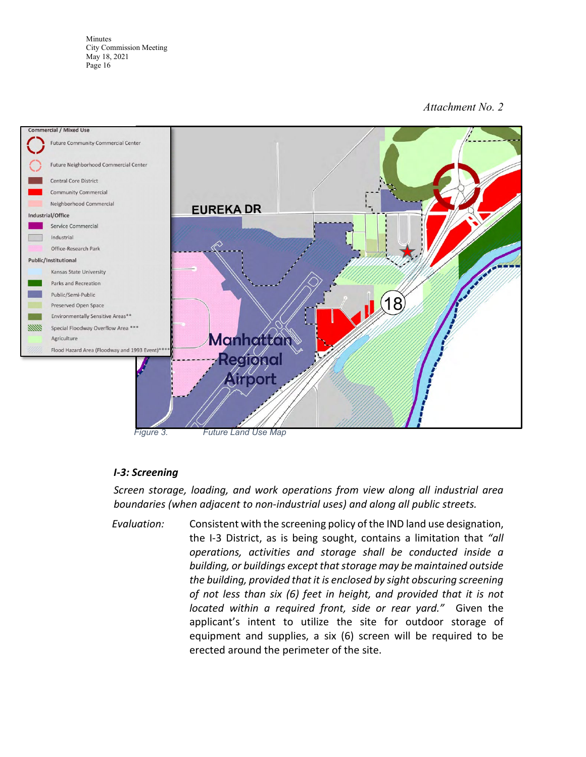*Attachment No. 2*

Figure 3. Future Land Use Map

### *I-3: Screening*

*Screen storage, loading, and work operations from view along all industrial area boundaries (when adjacent to non-industrial uses) and along all public streets.*

*Evaluation:* Consistent with the screening policy of the IND land use designation, the I-3 District, as is being sought, contains a limitation that *"all operations, activities and storage shall be conducted inside a building, or buildings except that storage may be maintained outside the building, provided that it is enclosed by sight obscuring screening of not less than six (6) feet in height, and provided that it is not located within a required front, side or rear yard."* Given the applicant's intent to utilize the site for outdoor storage of equipment and supplies, a six (6) screen will be required to be erected around the perimeter of the site.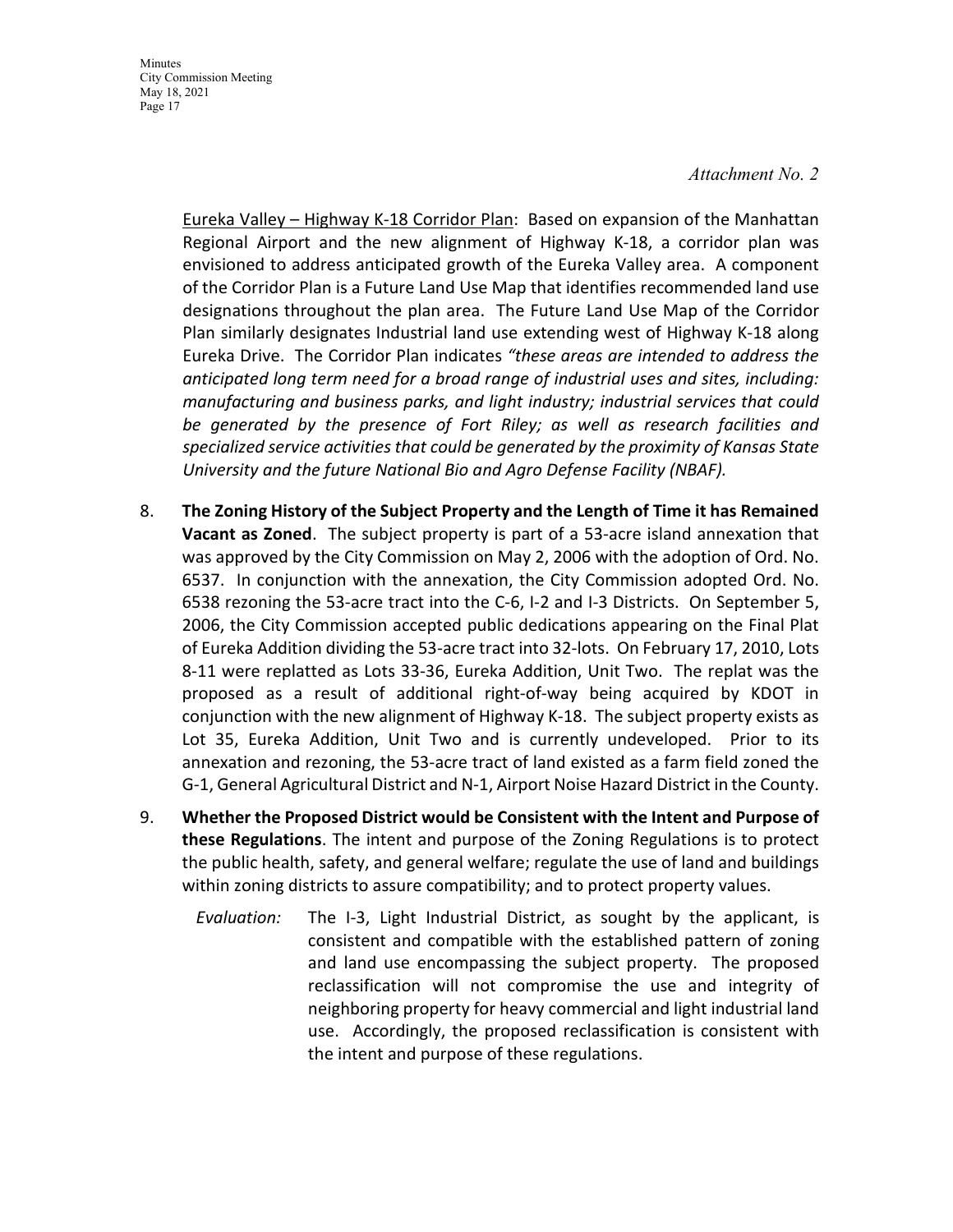*Attachment No. 2*

Eureka Valley – Highway K-18 Corridor Plan: Based on expansion of the Manhattan Regional Airport and the new alignment of Highway K-18, a corridor plan was envisioned to address anticipated growth of the Eureka Valley area. A component of the Corridor Plan is a Future Land Use Map that identifies recommended land use designations throughout the plan area. The Future Land Use Map of the Corridor Plan similarly designates Industrial land use extending west of Highway K-18 along Eureka Drive. The Corridor Plan indicates *"these areas are intended to address the anticipated long term need for a broad range of industrial uses and sites, including: manufacturing and business parks, and light industry; industrial services that could be generated by the presence of Fort Riley; as well as research facilities and specialized service activities that could be generated by the proximity of Kansas State University and the future National Bio and Agro Defense Facility (NBAF).*

8. **The Zoning History of the Subject Property and the Length of Time it has Remained Vacant as Zoned**. The subject property is part of a 53-acre island annexation that was approved by the City Commission on May 2, 2006 with the adoption of Ord. No. 6537. In conjunction with the annexation, the City Commission adopted Ord. No. 6538 rezoning the 53-acre tract into the C-6, I-2 and I-3 Districts. On September 5, 2006, the City Commission accepted public dedications appearing on the Final Plat of Eureka Addition dividing the 53-acre tract into 32-lots. On February 17, 2010, Lots 8-11 were replatted as Lots 33-36, Eureka Addition, Unit Two. The replat was the proposed as a result of additional right-of-way being acquired by KDOT in conjunction with the new alignment of Highway K-18. The subject property exists as Lot 35, Eureka Addition, Unit Two and is currently undeveloped. Prior to its annexation and rezoning, the 53-acre tract of land existed as a farm field zoned the G-1, General Agricultural District and N-1, Airport Noise Hazard District in the County.

9. **Whether the Proposed District would be Consistent with the Intent and Purpose of these Regulations**. The intent and purpose of the Zoning Regulations is to protect the public health, safety, and general welfare; regulate the use of land and buildings within zoning districts to assure compatibility; and to protect property values.

   *Evaluation:* The I-3, Light Industrial District, as sought by the applicant, is consistent and compatible with the established pattern of zoning and land use encompassing the subject property. The proposed reclassification will not compromise the use and integrity of neighboring property for heavy commercial and light industrial land use. Accordingly, the proposed reclassification is consistent with the intent and purpose of these regulations.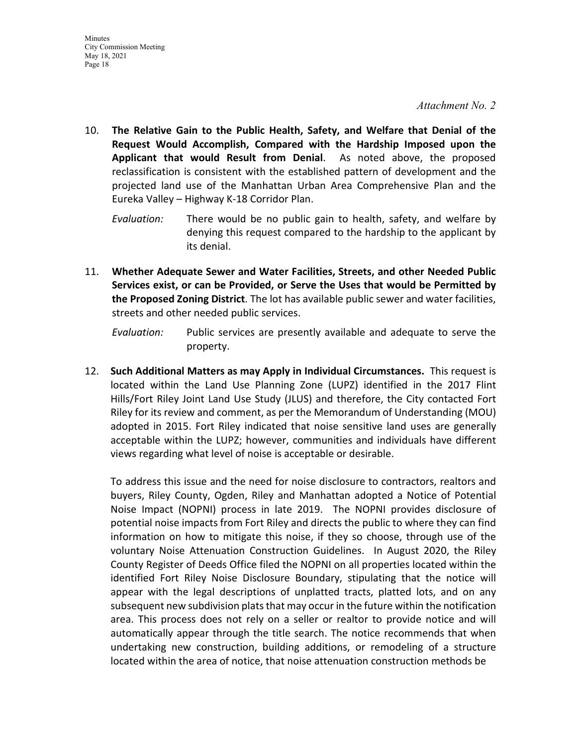*Attachment No. 2*

10. **The Relative Gain to the Public Health, Safety, and Welfare that Denial of the Request Would Accomplish, Compared with the Hardship Imposed upon the Applicant that would Result from Denial**. As noted above, the proposed reclassification is consistent with the established pattern of development and the projected land use of the Manhattan Urban Area Comprehensive Plan and the Eureka Valley – Highway K-18 Corridor Plan.

    *Evaluation:* There would be no public gain to health, safety, and welfare by denying this request compared to the hardship to the applicant by its denial.

11. **Whether Adequate Sewer and Water Facilities, Streets, and other Needed Public Services exist, or can be Provided, or Serve the Uses that would be Permitted by the Proposed Zoning District**. The lot has available public sewer and water facilities, streets and other needed public services.

    *Evaluation:* Public services are presently available and adequate to serve the property.

12. **Such Additional Matters as may Apply in Individual Circumstances.** This request is located within the Land Use Planning Zone (LUPZ) identified in the 2017 Flint Hills/Fort Riley Joint Land Use Study (JLUS) and therefore, the City contacted Fort Riley for its review and comment, as per the Memorandum of Understanding (MOU) adopted in 2015. Fort Riley indicated that noise sensitive land uses are generally acceptable within the LUPZ; however, communities and individuals have different views regarding what level of noise is acceptable or desirable.

    To address this issue and the need for noise disclosure to contractors, realtors and buyers, Riley County, Ogden, Riley and Manhattan adopted a Notice of Potential Noise Impact (NOPNI) process in late 2019. The NOPNI provides disclosure of potential noise impacts from Fort Riley and directs the public to where they can find information on how to mitigate this noise, if they so choose, through use of the voluntary Noise Attenuation Construction Guidelines. In August 2020, the Riley County Register of Deeds Office filed the NOPNI on all properties located within the identified Fort Riley Noise Disclosure Boundary, stipulating that the notice will appear with the legal descriptions of unplatted tracts, platted lots, and on any subsequent new subdivision plats that may occur in the future within the notification area. This process does not rely on a seller or realtor to provide notice and will automatically appear through the title search. The notice recommends that when undertaking new construction, building additions, or remodeling of a structure located within the area of notice, that noise attenuation construction methods be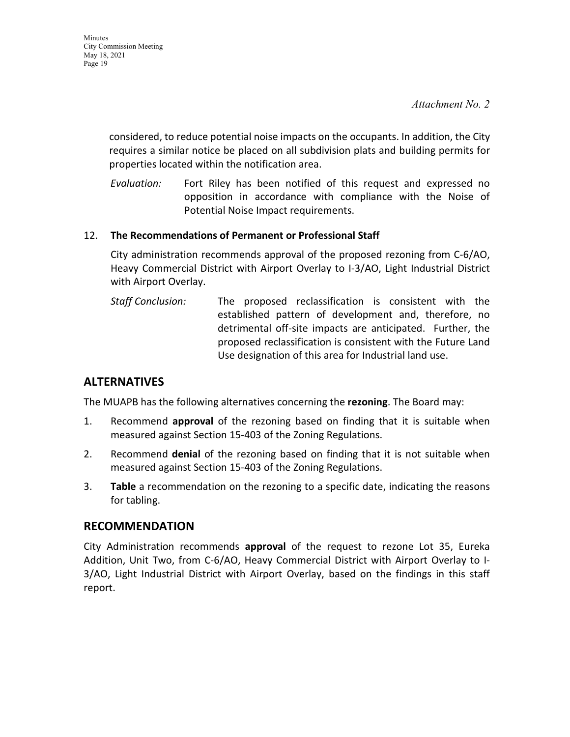*Attachment No. 2*

considered, to reduce potential noise impacts on the occupants. In addition, the City requires a similar notice be placed on all subdivision plats and building permits for properties located within the notification area.

*Evaluation:* Fort Riley has been notified of this request and expressed no opposition in accordance with compliance with the Noise of Potential Noise Impact requirements.

12. **The Recommendations of Permanent or Professional Staff**

    City administration recommends approval of the proposed rezoning from C-6/AO, Heavy Commercial District with Airport Overlay to I-3/AO, Light Industrial District with Airport Overlay.

    *Staff Conclusion:* The proposed reclassification is consistent with the established pattern of development and, therefore, no detrimental off-site impacts are anticipated. Further, the proposed reclassification is consistent with the Future Land Use designation of this area for Industrial land use.

## ALTERNATIVES

The MUAPB has the following alternatives concerning the **rezoning**. The Board may:

1. Recommend **approval** of the rezoning based on finding that it is suitable when measured against Section 15-403 of the Zoning Regulations.
2. Recommend **denial** of the rezoning based on finding that it is not suitable when measured against Section 15-403 of the Zoning Regulations.
3. **Table** a recommendation on the rezoning to a specific date, indicating the reasons for tabling.

## RECOMMENDATION

City Administration recommends **approval** of the request to rezone Lot 35, Eureka Addition, Unit Two, from C-6/AO, Heavy Commercial District with Airport Overlay to I-3/AO, Light Industrial District with Airport Overlay, based on the findings in this staff report.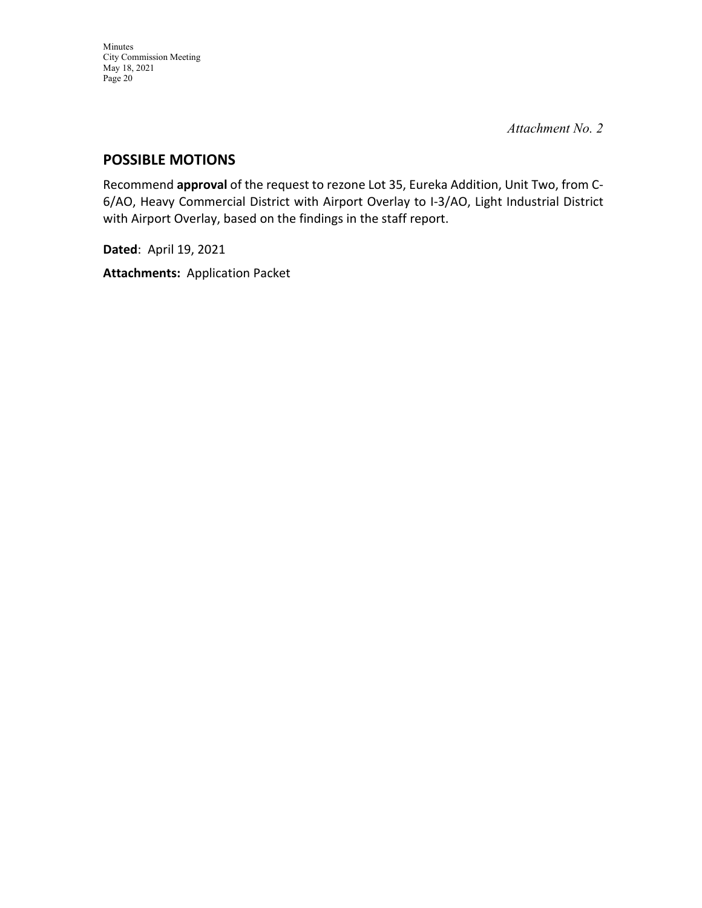*Attachment No. 2*

## POSSIBLE MOTIONS

Recommend **approval** of the request to rezone Lot 35, Eureka Addition, Unit Two, from C-6/AO, Heavy Commercial District with Airport Overlay to I-3/AO, Light Industrial District with Airport Overlay, based on the findings in the staff report.

**Dated**: April 19, 2021

**Attachments:** Application Packet